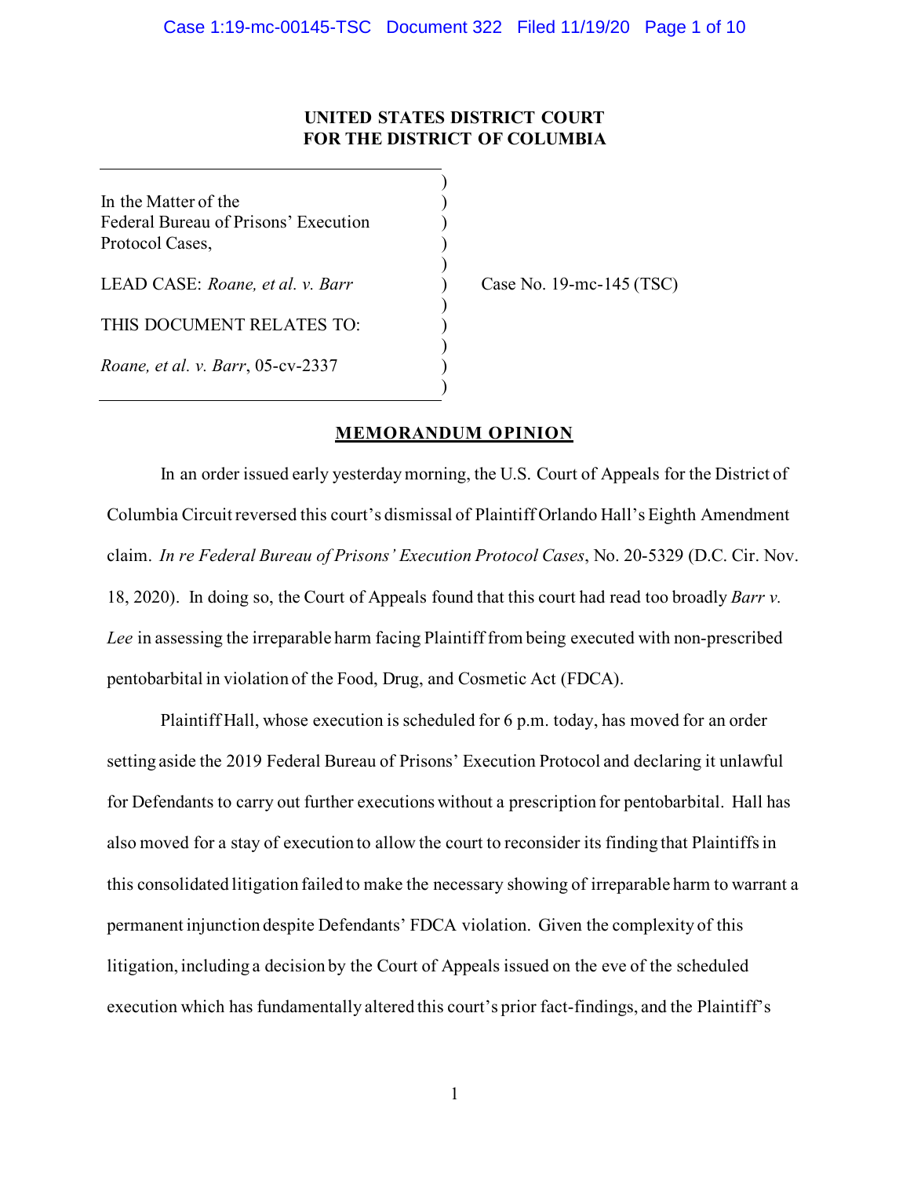**UNITED STATES DISTRICT COURT**
**FOR THE DISTRICT OF COLUMBIA**

| | |
|---|---|
| In the Matter of the Federal Bureau of Prisons' Execution Protocol Cases, | |
| LEAD CASE: *Roane, et al. v. Barr* | Case No. 19-mc-145 (TSC) |
| THIS DOCUMENT RELATES TO: | |
| *Roane, et al. v. Barr*, 05-cv-2337 | |

## MEMORANDUM OPINION

In an order issued early yesterday morning, the U.S. Court of Appeals for the District of Columbia Circuit reversed this court's dismissal of Plaintiff Orlando Hall's Eighth Amendment claim. *In re Federal Bureau of Prisons' Execution Protocol Cases*, No. 20-5329 (D.C. Cir. Nov. 18, 2020). In doing so, the Court of Appeals found that this court had read too broadly *Barr v. Lee* in assessing the irreparable harm facing Plaintiff from being executed with non-prescribed pentobarbital in violation of the Food, Drug, and Cosmetic Act (FDCA).

Plaintiff Hall, whose execution is scheduled for 6 p.m. today, has moved for an order setting aside the 2019 Federal Bureau of Prisons' Execution Protocol and declaring it unlawful for Defendants to carry out further executions without a prescription for pentobarbital. Hall has also moved for a stay of execution to allow the court to reconsider its finding that Plaintiffs in this consolidated litigation failed to make the necessary showing of irreparable harm to warrant a permanent injunction despite Defendants' FDCA violation. Given the complexity of this litigation, including a decision by the Court of Appeals issued on the eve of the scheduled execution which has fundamentally altered this court's prior fact-findings, and the Plaintiff's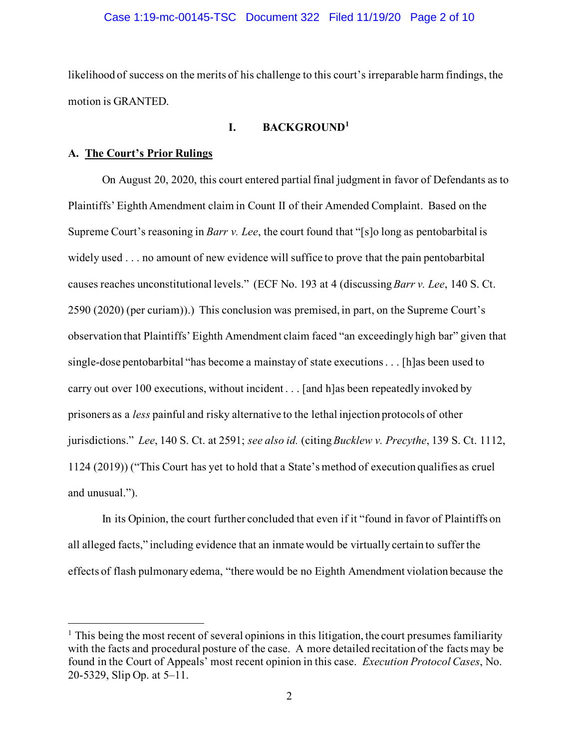likelihood of success on the merits of his challenge to this court's irreparable harm findings, the motion is GRANTED.

## I. BACKGROUND[1]

### A. The Court's Prior Rulings

On August 20, 2020, this court entered partial final judgment in favor of Defendants as to Plaintiffs' Eighth Amendment claim in Count II of their Amended Complaint. Based on the Supreme Court's reasoning in *Barr v. Lee*, the court found that "[s]o long as pentobarbital is widely used . . . no amount of new evidence will suffice to prove that the pain pentobarbital causes reaches unconstitutional levels." (ECF No. 193 at 4 (discussing *Barr v. Lee*, 140 S. Ct. 2590 (2020) (per curiam)).) This conclusion was premised, in part, on the Supreme Court's observation that Plaintiffs' Eighth Amendment claim faced "an exceedingly high bar" given that single-dose pentobarbital "has become a mainstay of state executions . . . [h]as been used to carry out over 100 executions, without incident . . . [and h]as been repeatedly invoked by prisoners as a *less* painful and risky alternative to the lethal injection protocols of other jurisdictions." *Lee*, 140 S. Ct. at 2591; *see also id.* (citing *Bucklew v. Precythe*, 139 S. Ct. 1112, 1124 (2019)) ("This Court has yet to hold that a State's method of execution qualifies as cruel and unusual.").

In its Opinion, the court further concluded that even if it "found in favor of Plaintiffs on all alleged facts," including evidence that an inmate would be virtually certain to suffer the effects of flash pulmonary edema, "there would be no Eighth Amendment violation because the

---

[1] This being the most recent of several opinions in this litigation, the court presumes familiarity with the facts and procedural posture of the case. A more detailed recitation of the facts may be found in the Court of Appeals' most recent opinion in this case. *Execution Protocol Cases*, No. 20-5329, Slip Op. at 5–11.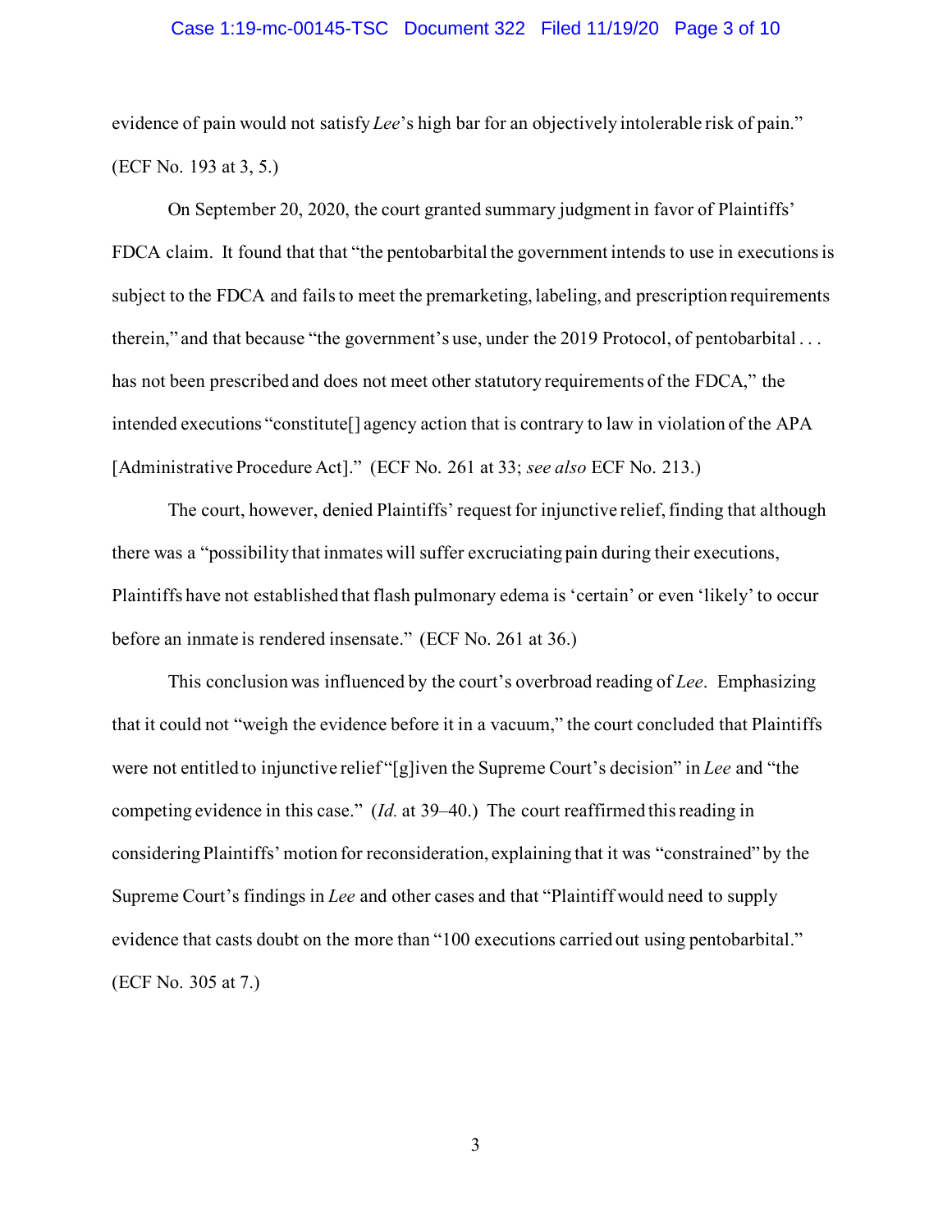evidence of pain would not satisfy *Lee*'s high bar for an objectively intolerable risk of pain." (ECF No. 193 at 3, 5.)

On September 20, 2020, the court granted summary judgment in favor of Plaintiffs' FDCA claim. It found that that "the pentobarbital the government intends to use in executions is subject to the FDCA and fails to meet the premarketing, labeling, and prescription requirements therein," and that because "the government's use, under the 2019 Protocol, of pentobarbital . . . has not been prescribed and does not meet other statutory requirements of the FDCA," the intended executions "constitute[] agency action that is contrary to law in violation of the APA [Administrative Procedure Act]." (ECF No. 261 at 33; *see also* ECF No. 213.)

The court, however, denied Plaintiffs' request for injunctive relief, finding that although there was a "possibility that inmates will suffer excruciating pain during their executions, Plaintiffs have not established that flash pulmonary edema is 'certain' or even 'likely' to occur before an inmate is rendered insensate." (ECF No. 261 at 36.)

This conclusion was influenced by the court's overbroad reading of *Lee*. Emphasizing that it could not "weigh the evidence before it in a vacuum," the court concluded that Plaintiffs were not entitled to injunctive relief "[g]iven the Supreme Court's decision" in *Lee* and "the competing evidence in this case." (*Id.* at 39–40.) The court reaffirmed this reading in considering Plaintiffs' motion for reconsideration, explaining that it was "constrained" by the Supreme Court's findings in *Lee* and other cases and that "Plaintiff would need to supply evidence that casts doubt on the more than "100 executions carried out using pentobarbital." (ECF No. 305 at 7.)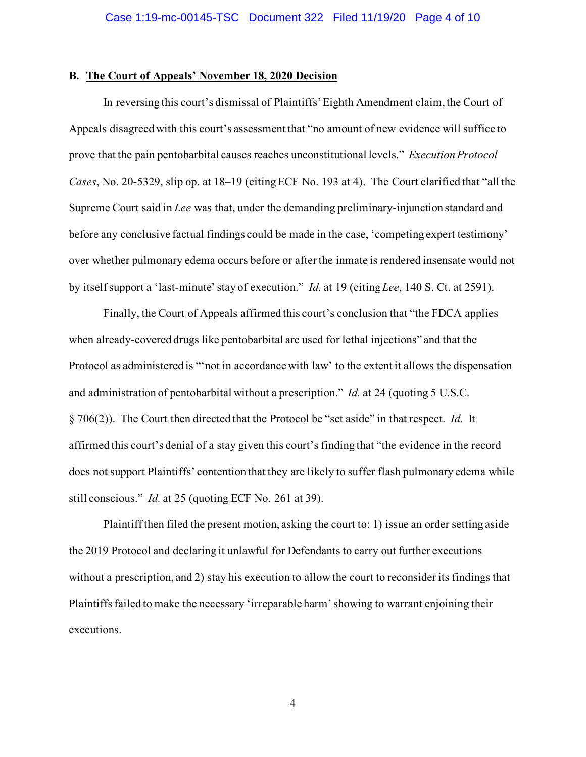### B. **The Court of Appeals' November 18, 2020 Decision**

In reversing this court's dismissal of Plaintiffs' Eighth Amendment claim, the Court of Appeals disagreed with this court's assessment that "no amount of new evidence will suffice to prove that the pain pentobarbital causes reaches unconstitutional levels." *Execution Protocol Cases*, No. 20-5329, slip op. at 18–19 (citing ECF No. 193 at 4). The Court clarified that "all the Supreme Court said in *Lee* was that, under the demanding preliminary-injunction standard and before any conclusive factual findings could be made in the case, 'competing expert testimony' over whether pulmonary edema occurs before or after the inmate is rendered insensate would not by itself support a 'last-minute' stay of execution." *Id.* at 19 (citing *Lee*, 140 S. Ct. at 2591).

Finally, the Court of Appeals affirmed this court's conclusion that "the FDCA applies when already-covered drugs like pentobarbital are used for lethal injections" and that the Protocol as administered is "'not in accordance with law' to the extent it allows the dispensation and administration of pentobarbital without a prescription." *Id.* at 24 (quoting 5 U.S.C. § 706(2)). The Court then directed that the Protocol be "set aside" in that respect. *Id.* It affirmed this court's denial of a stay given this court's finding that "the evidence in the record does not support Plaintiffs' contention that they are likely to suffer flash pulmonary edema while still conscious." *Id.* at 25 (quoting ECF No. 261 at 39).

Plaintiff then filed the present motion, asking the court to: 1) issue an order setting aside the 2019 Protocol and declaring it unlawful for Defendants to carry out further executions without a prescription, and 2) stay his execution to allow the court to reconsider its findings that Plaintiffs failed to make the necessary 'irreparable harm' showing to warrant enjoining their executions.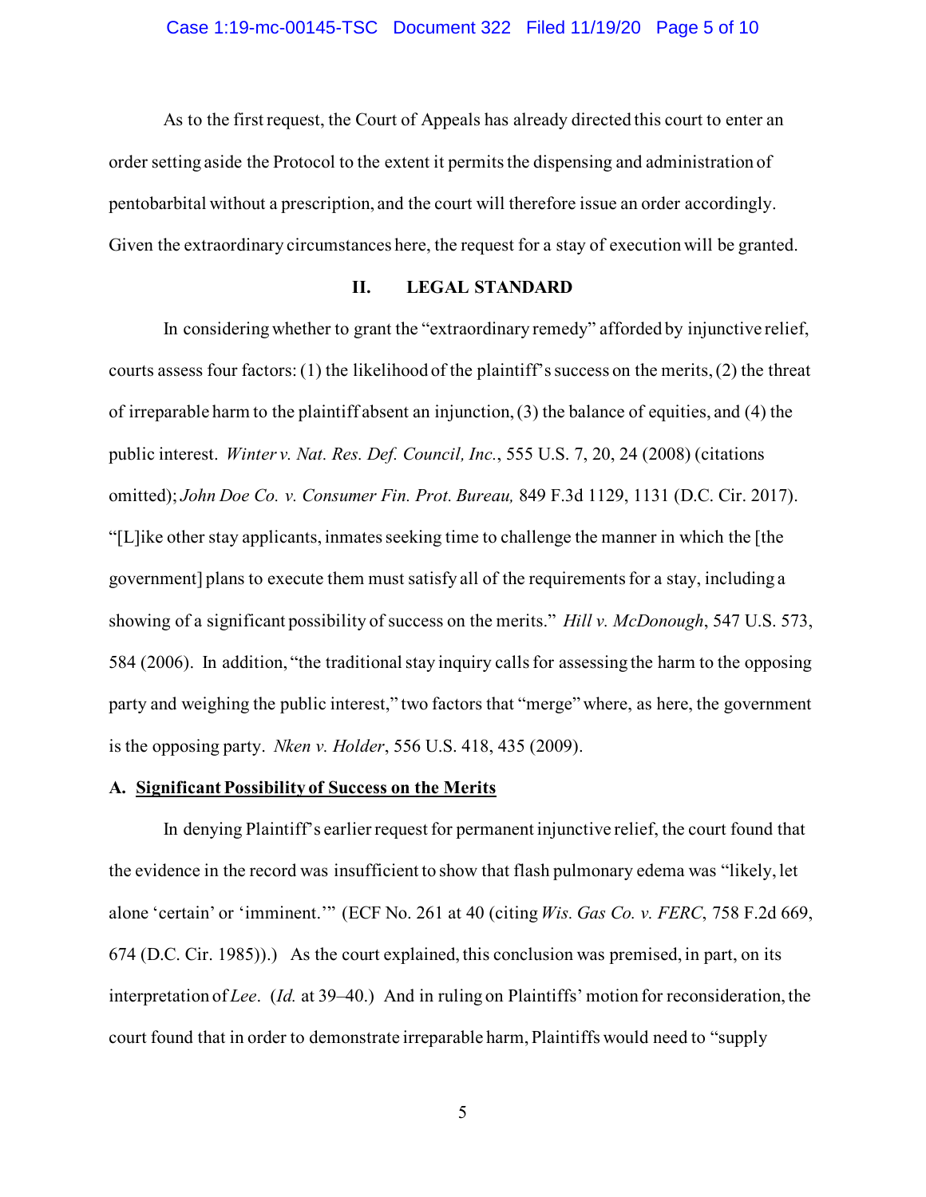As to the first request, the Court of Appeals has already directed this court to enter an order setting aside the Protocol to the extent it permits the dispensing and administration of pentobarbital without a prescription, and the court will therefore issue an order accordingly. Given the extraordinary circumstances here, the request for a stay of execution will be granted.

## II. LEGAL STANDARD

In considering whether to grant the "extraordinary remedy" afforded by injunctive relief, courts assess four factors: (1) the likelihood of the plaintiff's success on the merits, (2) the threat of irreparable harm to the plaintiff absent an injunction, (3) the balance of equities, and (4) the public interest. *Winter v. Nat. Res. Def. Council, Inc.*, 555 U.S. 7, 20, 24 (2008) (citations omitted); *John Doe Co. v. Consumer Fin. Prot. Bureau,* 849 F.3d 1129, 1131 (D.C. Cir. 2017). "[L]ike other stay applicants, inmates seeking time to challenge the manner in which the [the government] plans to execute them must satisfy all of the requirements for a stay, including a showing of a significant possibility of success on the merits." *Hill v. McDonough*, 547 U.S. 573, 584 (2006). In addition, "the traditional stay inquiry calls for assessing the harm to the opposing party and weighing the public interest," two factors that "merge" where, as here, the government is the opposing party. *Nken v. Holder*, 556 U.S. 418, 435 (2009).

### A. Significant Possibility of Success on the Merits

In denying Plaintiff's earlier request for permanent injunctive relief, the court found that the evidence in the record was insufficient to show that flash pulmonary edema was "likely, let alone 'certain' or 'imminent.'" (ECF No. 261 at 40 (citing *Wis. Gas Co. v. FERC*, 758 F.2d 669, 674 (D.C. Cir. 1985)).) As the court explained, this conclusion was premised, in part, on its interpretation of *Lee*. (*Id.* at 39–40.) And in ruling on Plaintiffs' motion for reconsideration, the court found that in order to demonstrate irreparable harm, Plaintiffs would need to "supply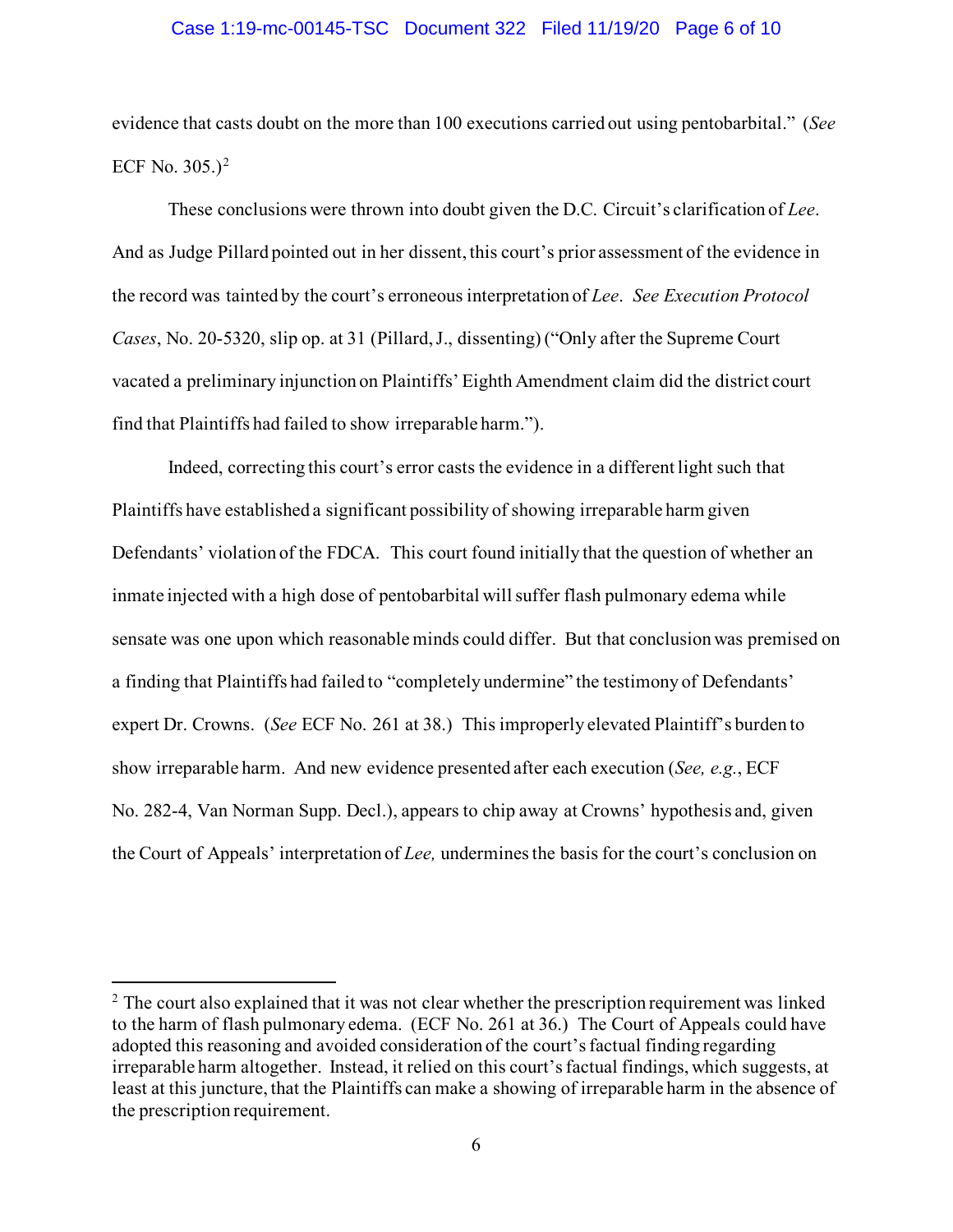evidence that casts doubt on the more than 100 executions carried out using pentobarbital." (*See* ECF No. 305.)[2]

These conclusions were thrown into doubt given the D.C. Circuit's clarification of *Lee*. And as Judge Pillard pointed out in her dissent, this court's prior assessment of the evidence in the record was tainted by the court's erroneous interpretation of *Lee*. *See Execution Protocol Cases*, No. 20-5320, slip op. at 31 (Pillard, J., dissenting) ("Only after the Supreme Court vacated a preliminary injunction on Plaintiffs' Eighth Amendment claim did the district court find that Plaintiffs had failed to show irreparable harm.").

Indeed, correcting this court's error casts the evidence in a different light such that Plaintiffs have established a significant possibility of showing irreparable harm given Defendants' violation of the FDCA. This court found initially that the question of whether an inmate injected with a high dose of pentobarbital will suffer flash pulmonary edema while sensate was one upon which reasonable minds could differ. But that conclusion was premised on a finding that Plaintiffs had failed to "completely undermine" the testimony of Defendants' expert Dr. Crowns. (*See* ECF No. 261 at 38.) This improperly elevated Plaintiff's burden to show irreparable harm. And new evidence presented after each execution (*See, e.g.*, ECF No. 282-4, Van Norman Supp. Decl.), appears to chip away at Crowns' hypothesis and, given the Court of Appeals' interpretation of *Lee,* undermines the basis for the court's conclusion on

---

[2] The court also explained that it was not clear whether the prescription requirement was linked to the harm of flash pulmonary edema. (ECF No. 261 at 36.) The Court of Appeals could have adopted this reasoning and avoided consideration of the court's factual finding regarding irreparable harm altogether. Instead, it relied on this court's factual findings, which suggests, at least at this juncture, that the Plaintiffs can make a showing of irreparable harm in the absence of the prescription requirement.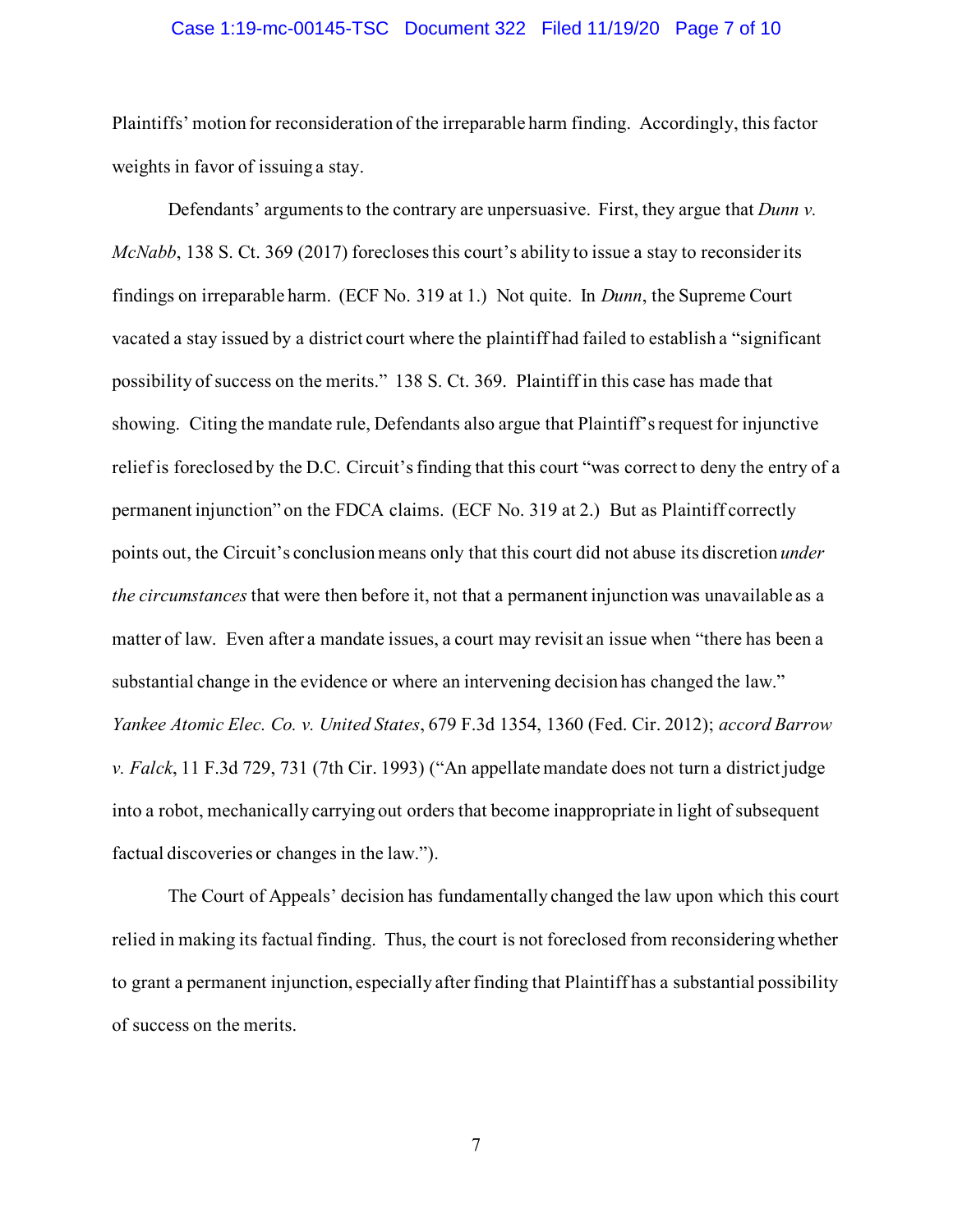Plaintiffs' motion for reconsideration of the irreparable harm finding. Accordingly, this factor weights in favor of issuing a stay.

Defendants' arguments to the contrary are unpersuasive. First, they argue that *Dunn v. McNabb*, 138 S. Ct. 369 (2017) forecloses this court's ability to issue a stay to reconsider its findings on irreparable harm. (ECF No. 319 at 1.) Not quite. In *Dunn*, the Supreme Court vacated a stay issued by a district court where the plaintiff had failed to establish a "significant possibility of success on the merits." 138 S. Ct. 369. Plaintiff in this case has made that showing. Citing the mandate rule, Defendants also argue that Plaintiff's request for injunctive relief is foreclosed by the D.C. Circuit's finding that this court "was correct to deny the entry of a permanent injunction" on the FDCA claims. (ECF No. 319 at 2.) But as Plaintiff correctly points out, the Circuit's conclusion means only that this court did not abuse its discretion *under the circumstances* that were then before it, not that a permanent injunction was unavailable as a matter of law. Even after a mandate issues, a court may revisit an issue when "there has been a substantial change in the evidence or where an intervening decision has changed the law." *Yankee Atomic Elec. Co. v. United States*, 679 F.3d 1354, 1360 (Fed. Cir. 2012); *accord Barrow v. Falck*, 11 F.3d 729, 731 (7th Cir. 1993) ("An appellate mandate does not turn a district judge into a robot, mechanically carrying out orders that become inappropriate in light of subsequent factual discoveries or changes in the law.").

The Court of Appeals' decision has fundamentally changed the law upon which this court relied in making its factual finding. Thus, the court is not foreclosed from reconsidering whether to grant a permanent injunction, especially after finding that Plaintiff has a substantial possibility of success on the merits.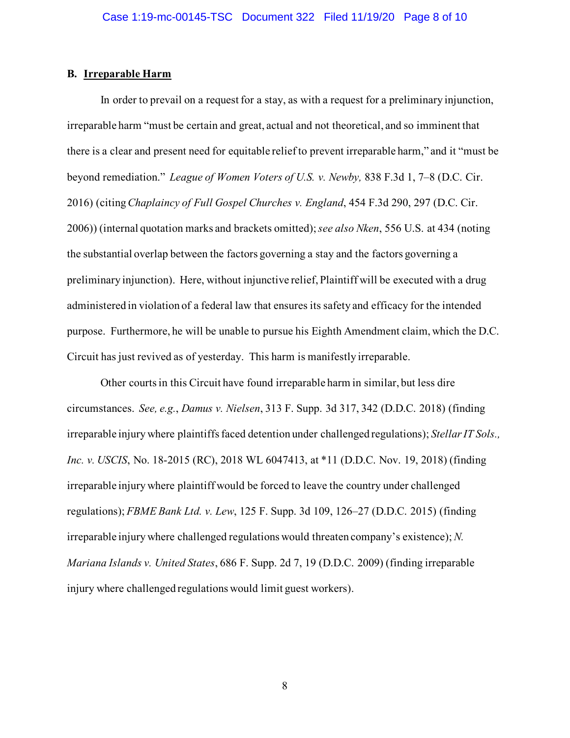### B. **Irreparable Harm**

In order to prevail on a request for a stay, as with a request for a preliminary injunction, irreparable harm "must be certain and great, actual and not theoretical, and so imminent that there is a clear and present need for equitable relief to prevent irreparable harm," and it "must be beyond remediation." *League of Women Voters of U.S. v. Newby,* 838 F.3d 1, 7–8 (D.C. Cir. 2016) (citing *Chaplaincy of Full Gospel Churches v. England*, 454 F.3d 290, 297 (D.C. Cir. 2006)) (internal quotation marks and brackets omitted); *see also Nken*, 556 U.S. at 434 (noting the substantial overlap between the factors governing a stay and the factors governing a preliminary injunction). Here, without injunctive relief, Plaintiff will be executed with a drug administered in violation of a federal law that ensures its safety and efficacy for the intended purpose. Furthermore, he will be unable to pursue his Eighth Amendment claim, which the D.C. Circuit has just revived as of yesterday. This harm is manifestly irreparable.

Other courts in this Circuit have found irreparable harm in similar, but less dire circumstances. *See, e.g.*, *Damus v. Nielsen*, 313 F. Supp. 3d 317, 342 (D.D.C. 2018) (finding irreparable injury where plaintiffs faced detention under challenged regulations); *Stellar IT Sols., Inc. v. USCIS*, No. 18-2015 (RC), 2018 WL 6047413, at *11 (D.D.C. Nov. 19, 2018) (finding irreparable injury where plaintiff would be forced to leave the country under challenged regulations); *FBME Bank Ltd. v. Lew*, 125 F. Supp. 3d 109, 126–27 (D.D.C. 2015) (finding irreparable injury where challenged regulations would threaten company's existence); *N. Mariana Islands v. United States*, 686 F. Supp. 2d 7, 19 (D.D.C. 2009) (finding irreparable injury where challenged regulations would limit guest workers).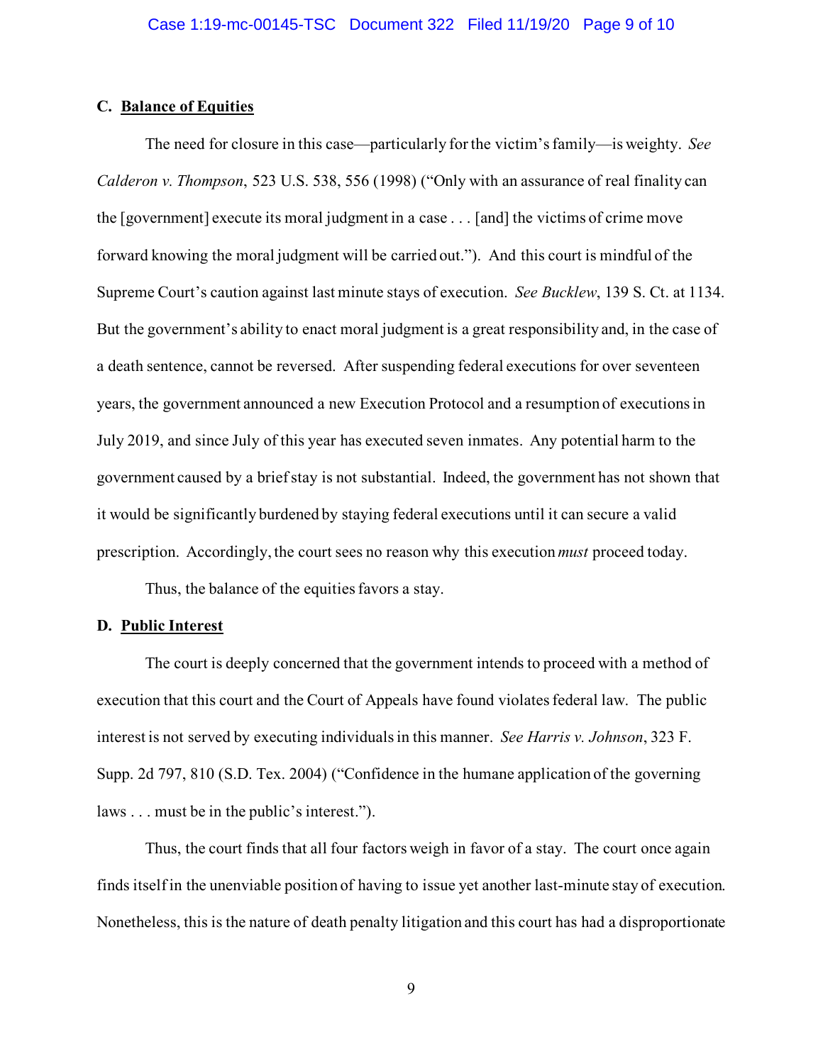### C. <u>Balance of Equities</u>

The need for closure in this case—particularly for the victim's family—is weighty. *See Calderon v. Thompson*, 523 U.S. 538, 556 (1998) ("Only with an assurance of real finality can the [government] execute its moral judgment in a case . . . [and] the victims of crime move forward knowing the moral judgment will be carried out."). And this court is mindful of the Supreme Court's caution against last minute stays of execution. *See Bucklew*, 139 S. Ct. at 1134. But the government's ability to enact moral judgment is a great responsibility and, in the case of a death sentence, cannot be reversed. After suspending federal executions for over seventeen years, the government announced a new Execution Protocol and a resumption of executions in July 2019, and since July of this year has executed seven inmates. Any potential harm to the government caused by a brief stay is not substantial. Indeed, the government has not shown that it would be significantly burdened by staying federal executions until it can secure a valid prescription. Accordingly, the court sees no reason why this execution *must* proceed today.

Thus, the balance of the equities favors a stay.

### D. <u>Public Interest</u>

The court is deeply concerned that the government intends to proceed with a method of execution that this court and the Court of Appeals have found violates federal law. The public interest is not served by executing individuals in this manner. *See Harris v. Johnson*, 323 F. Supp. 2d 797, 810 (S.D. Tex. 2004) ("Confidence in the humane application of the governing laws . . . must be in the public's interest.").

Thus, the court finds that all four factors weigh in favor of a stay. The court once again finds itself in the unenviable position of having to issue yet another last-minute stay of execution. Nonetheless, this is the nature of death penalty litigation and this court has had a disproportionate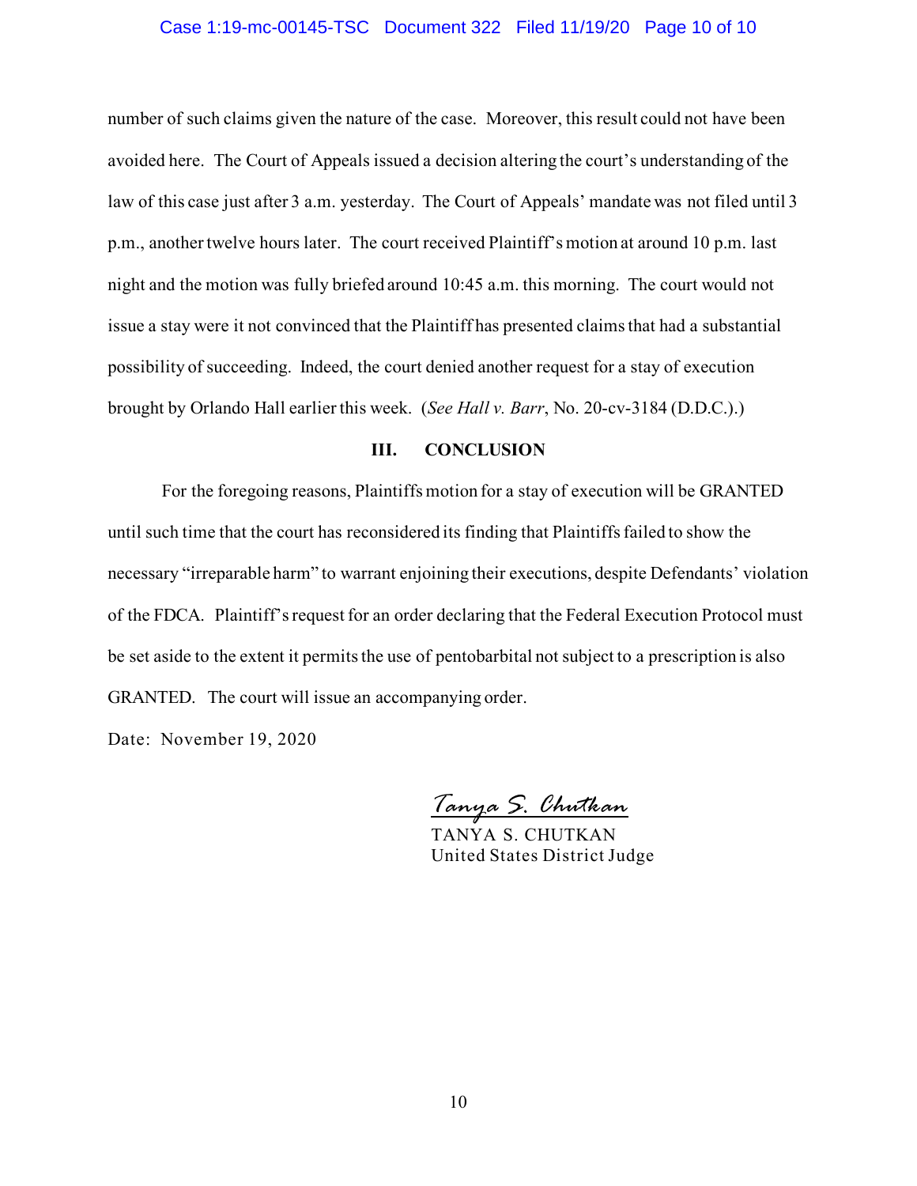number of such claims given the nature of the case. Moreover, this result could not have been avoided here. The Court of Appeals issued a decision altering the court's understanding of the law of this case just after 3 a.m. yesterday. The Court of Appeals' mandate was not filed until 3 p.m., another twelve hours later. The court received Plaintiff's motion at around 10 p.m. last night and the motion was fully briefed around 10:45 a.m. this morning. The court would not issue a stay were it not convinced that the Plaintiff has presented claims that had a substantial possibility of succeeding. Indeed, the court denied another request for a stay of execution brought by Orlando Hall earlier this week. (*See Hall v. Barr*, No. 20-cv-3184 (D.D.C.).)

## III. CONCLUSION

For the foregoing reasons, Plaintiffs motion for a stay of execution will be GRANTED until such time that the court has reconsidered its finding that Plaintiffs failed to show the necessary "irreparable harm" to warrant enjoining their executions, despite Defendants' violation of the FDCA. Plaintiff's request for an order declaring that the Federal Execution Protocol must be set aside to the extent it permits the use of pentobarbital not subject to a prescription is also GRANTED. The court will issue an accompanying order.

Date: November 19, 2020

*Tanya S. Chutkan*
TANYA S. CHUTKAN
United States District Judge